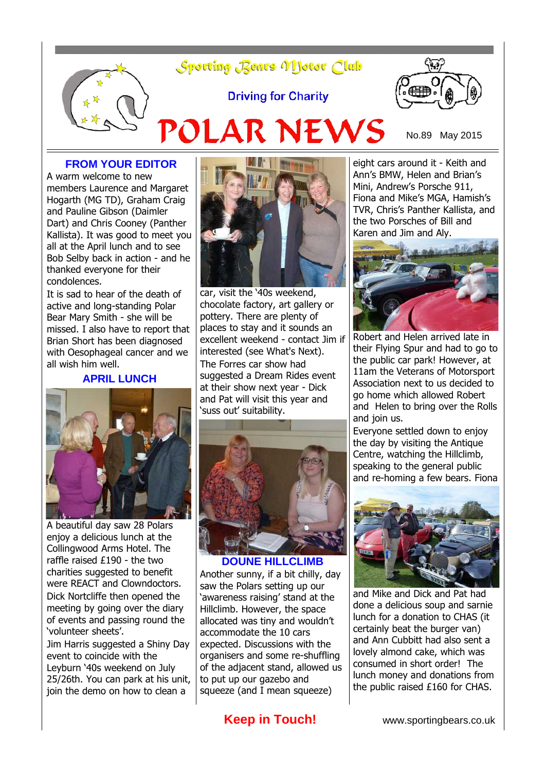# Sporting Bears Motor Club

Driving for Charity

# POLAR NEWS

No.89 May 2015

## FROM YOUR EDITOR

A warm welcome to new members Laurence and Margaret Hogarth (MG TD), Graham Craig and Pauline Gibson (Daimler Dart) and Chris Cooney (Panther Kallista). It was good to meet you all at the April lunch and to see Bob Selby back in action - and he thanked everyone for their condolences.

It is sad to hear of the death of active and long-standing Polar Bear Mary Smith - she will be missed. I also have to report that Brian Short has been diagnosed with Oesophageal cancer and we all wish him well.

## APRIL LUNCH

A beautiful day saw 28 Polars enjoy a delicious lunch at the Collingwood Arms Hotel. The raffle raised £190 - the two charities suggested to benefit were REACT and Clowndoctors.

Dick Nortcliffe then opened the meeting by going over the diary of events and passing round the 'volunteer sheets'.

Jim Harris suggested a Shiny Day event to coincide with the Leyburn '40s weekend on July 25/26th. You can park at his unit, join the demo on how to clean a car, visit the '40s weekend, chocolate factory, art gallery or pottery. There are plenty of places to stay and it sounds an excellent weekend - contact Jim if interested (see What's Next).

The Forres car show had suggested a Dream Rides event at their show next year - Dick and Pat will visit this year and 'suss out' suitability.

## DOUNE HILLCLIMB

Another sunny, if a bit chilly, day saw the Polars setting up our 'awareness raising' stand at the Hillclimb. However, the space allocated was tiny and wouldn't accommodate the 10 cars expected. Discussions with the organisers and some re-shuffling of the adjacent stand, allowed us to put up our gazebo and squeeze (and I mean squeeze) eight cars around it - Keith and Ann's BMW, Helen and Brian's Mini, Andrew's Porsche 911, Fiona and Mike's MGA, Hamish's TVR, Chris's Panther Kallista, and the two Porsches of Bill and Karen and Jim and Aly.

Robert and Helen arrived late in their Flying Spur and had to go to the public car park! However, at 11am the Veterans of Motorsport Association next to us decided to go home which allowed Robert and Helen to bring over the Rolls and join us.

Everyone settled down to enjoy the day by visiting the Antique Centre, watching the Hillclimb, speaking to the general public and re-homing a few bears. Fiona and Mike and Dick and Pat had done a delicious soup and sarnie lunch for a donation to CHAS (it certainly beat the burger van) and Ann Cubbitt had also sent a lovely almond cake, which was consumed in short order! The lunch money and donations from the public raised £160 for CHAS.

**Keep in Touch!** www.sportingbears.co.uk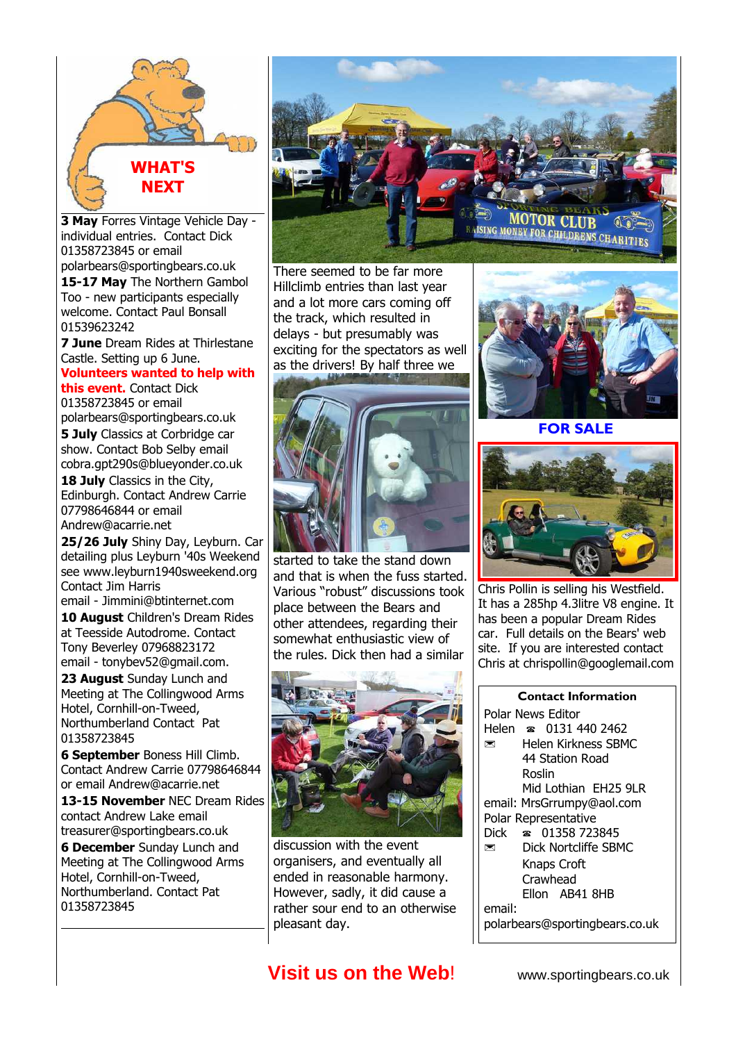## WHAT'S NEXT

**3 May** Forres Vintage Vehicle Day - individual entries. Contact Dick 01358723845 or email polarbears@sportingbears.co.uk

**15-17 May** The Northern Gambol Too - new participants especially welcome. Contact Paul Bonsall 01539623242

**7 June** Dream Rides at Thirlestane Castle. Setting up 6 June. **Volunteers wanted to help with this event.** Contact Dick 01358723845 or email polarbears@sportingbears.co.uk

**5 July** Classics at Corbridge car show. Contact Bob Selby email cobra.gpt290s@blueyonder.co.uk

**18 July** Classics in the City, Edinburgh. Contact Andrew Carrie 07798646844 or email Andrew@acarrie.net

**25/26 July** Shiny Day, Leyburn. Car detailing plus Leyburn '40s Weekend see www.leyburn1940sweekend.org Contact Jim Harris email - Jimmini@btinternet.com

**10 August** Children's Dream Rides at Teesside Autodrome. Contact Tony Beverley 07968823172 email - tonybev52@gmail.com.

**23 August** Sunday Lunch and Meeting at The Collingwood Arms Hotel, Cornhill-on-Tweed, Northumberland Contact Pat 01358723845

**6 September** Boness Hill Climb. Contact Andrew Carrie 07798646844 or email Andrew@acarrie.net

**13-15 November** NEC Dream Rides contact Andrew Lake email treasurer@sportingbears.co.uk

**6 December** Sunday Lunch and Meeting at The Collingwood Arms Hotel, Cornhill-on-Tweed, Northumberland. Contact Pat 01358723845

There seemed to be far more Hillclimb entries than last year and a lot more cars coming off the track, which resulted in delays - but presumably was exciting for the spectators as well as the drivers! By half three we started to take the stand down and that is when the fuss started. Various "robust" discussions took place between the Bears and other attendees, regarding their somewhat enthusiastic view of the rules. Dick then had a similar discussion with the event organisers, and eventually all ended in reasonable harmony. However, sadly, it did cause a rather sour end to an otherwise pleasant day.

## FOR SALE

Chris Pollin is selling his Westfield. It has a 285hp 4.3litre V8 engine. It has been a popular Dream Rides car. Full details on the Bears' web site. If you are interested contact Chris at chrispollin@googlemail.com

### Contact Information

Polar News Editor
Helen ☎ 0131 440 2462
✉ Helen Kirkness SBMC
44 Station Road
Roslin
Mid Lothian EH25 9LR
email: MrsGrrumpy@aol.com

Polar Representative
Dick ☎ 01358 723845
✉ Dick Nortcliffe SBMC
Knaps Croft
Crawhead
Ellon AB41 8HB
email: polarbears@sportingbears.co.uk

**Visit us on the Web!** www.sportingbears.co.uk